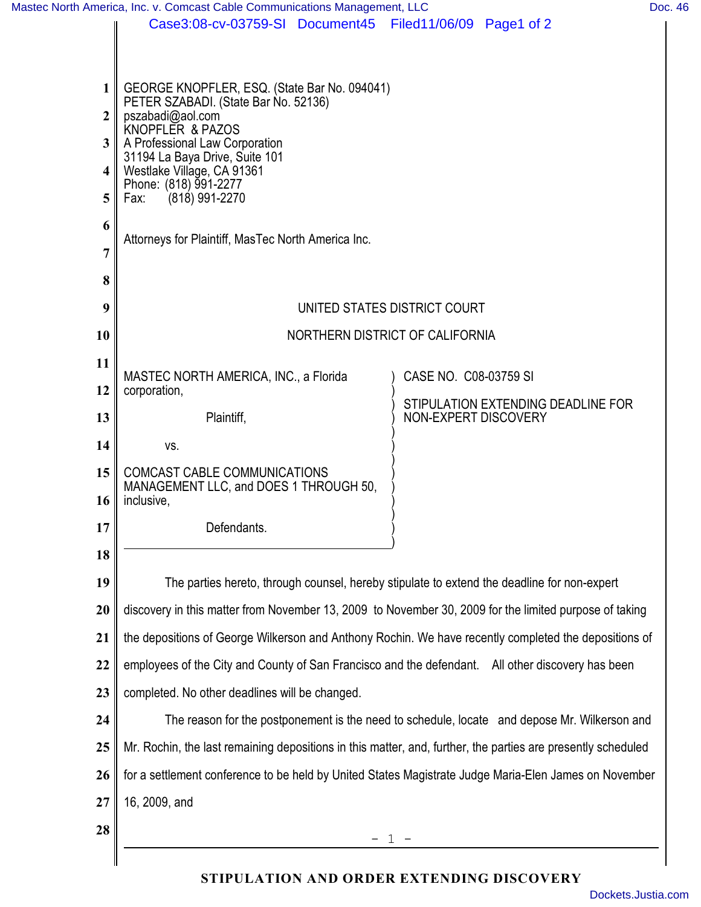GEORGE KNOPFLER, ESQ. (State Bar No. 094041)
PETER SZABADI. (State Bar No. 52136)
pszabadi@aol.com
KNOPFLER & PAZOS
A Professional Law Corporation
31194 La Baya Drive, Suite 101
Westlake Village, CA 91361
Phone: (818) 991-2277
Fax: (818) 991-2270

Attorneys for Plaintiff, MasTec North America Inc.

UNITED STATES DISTRICT COURT

NORTHERN DISTRICT OF CALIFORNIA

MASTEC NORTH AMERICA, INC., a Florida corporation,

Plaintiff,

vs.

COMCAST CABLE COMMUNICATIONS MANAGEMENT LLC, and DOES 1 THROUGH 50, inclusive,

Defendants.

CASE NO. C08-03759 SI

STIPULATION EXTENDING DEADLINE FOR NON-EXPERT DISCOVERY

The parties hereto, through counsel, hereby stipulate to extend the deadline for non-expert discovery in this matter from November 13, 2009 to November 30, 2009 for the limited purpose of taking the depositions of George Wilkerson and Anthony Rochin. We have recently completed the depositions of employees of the City and County of San Francisco and the defendant. All other discovery has been completed. No other deadlines will be changed.

The reason for the postponement is the need to schedule, locate and depose Mr. Wilkerson and Mr. Rochin, the last remaining depositions in this matter, and, further, the parties are presently scheduled for a settlement conference to be held by United States Magistrate Judge Maria-Elen James on November 16, 2009, and

STIPULATION AND ORDER EXTENDING DISCOVERY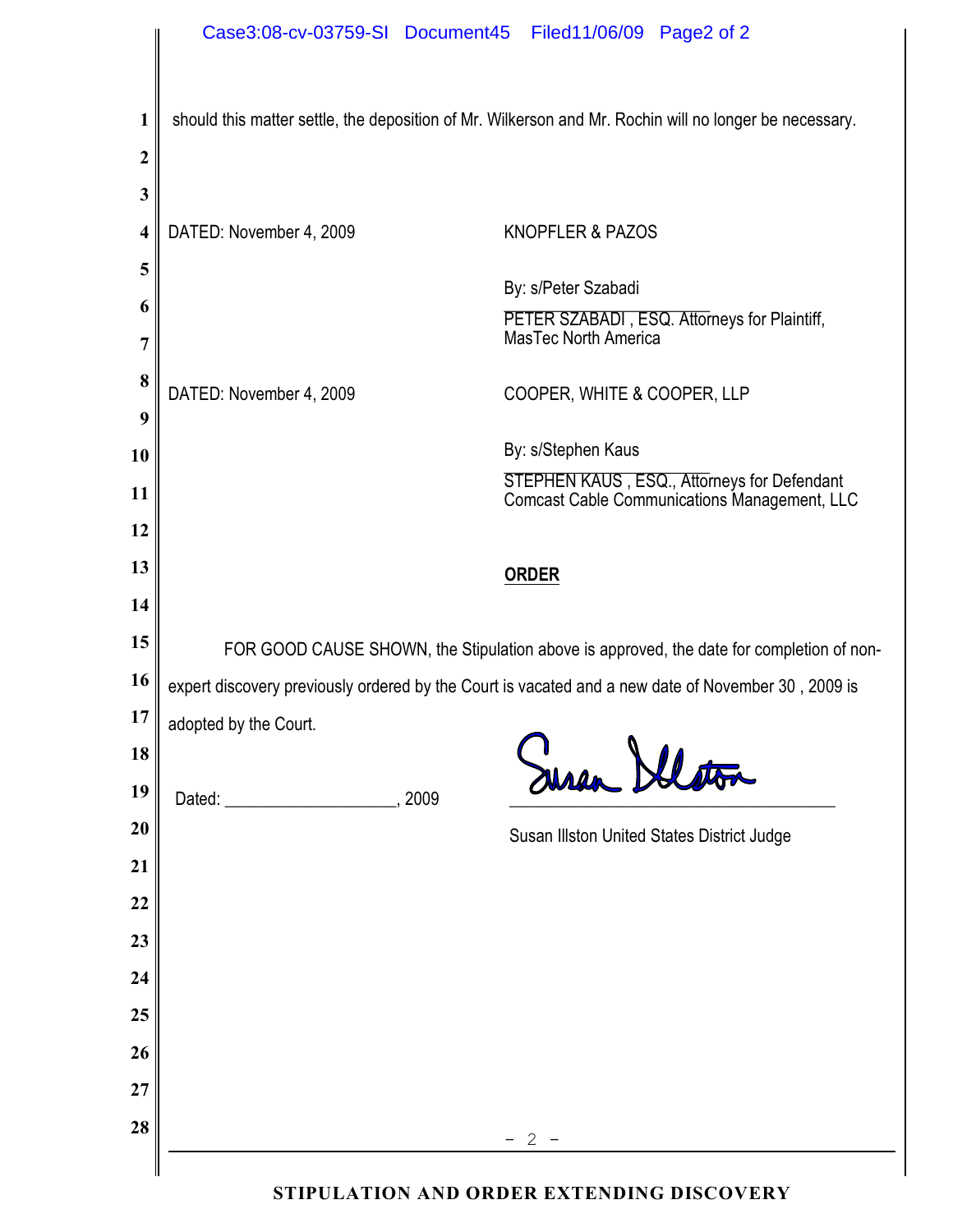should this matter settle, the deposition of Mr. Wilkerson and Mr. Rochin will no longer be necessary.

DATED: November 4, 2009

KNOPFLER & PAZOS

By: s/Peter Szabadi

PETER SZABADI , ESQ. Attorneys for Plaintiff, MasTec North America

DATED: November 4, 2009

COOPER, WHITE & COOPER, LLP

By: s/Stephen Kaus

STEPHEN KAUS , ESQ., Attorneys for Defendant Comcast Cable Communications Management, LLC

**ORDER**

FOR GOOD CAUSE SHOWN, the Stipulation above is approved, the date for completion of non-expert discovery previously ordered by the Court is vacated and a new date of November 30 , 2009 is adopted by the Court.

Dated: ___________________, 2009

Susan Illston United States District Judge

STIPULATION AND ORDER EXTENDING DISCOVERY